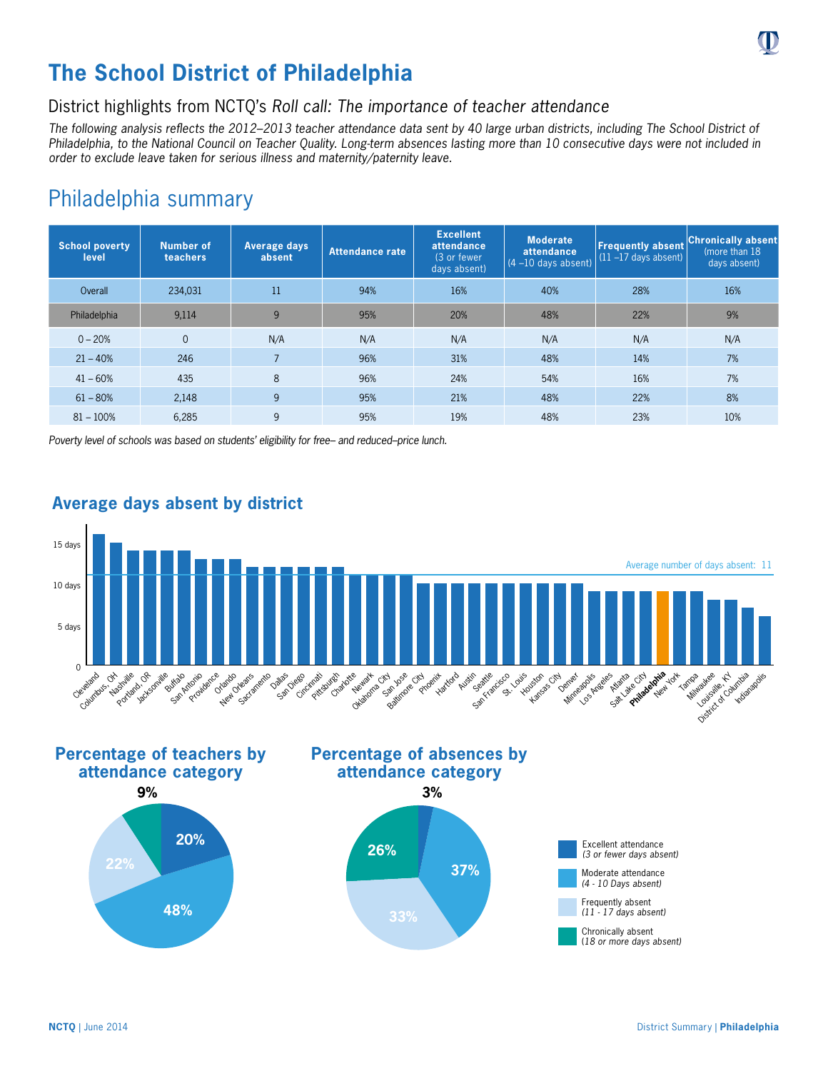# The School District of Philadelphia

## District highlights from NCTQ's *Roll call: The importance of teacher attendance*

*The following analysis reflects the 2012–2013 teacher attendance data sent by 40 large urban districts, including The School District of Philadelphia, to the National Council on Teacher Quality. Long-term absences lasting more than 10 consecutive days were not included in order to exclude leave taken for serious illness and maternity/paternity leave.*

## Philadelphia summary

| School poverty level | Number of teachers | Average days absent | Attendance rate | Excellent attendance (3 or fewer days absent) | Moderate attendance (4 –10 days absent) | Frequently absent (11 –17 days absent) | Chronically absent (more than 18 days absent) |
|---|---|---|---|---|---|---|---|
| Overall | 234,031 | 11 | 94% | 16% | 40% | 28% | 16% |
| Philadelphia | 9,114 | 9 | 95% | 20% | 48% | 22% | 9% |
| 0 – 20% | 0 | N/A | N/A | N/A | N/A | N/A | N/A |
| 21 – 40% | 246 | 7 | 96% | 31% | 48% | 14% | 7% |
| 41 – 60% | 435 | 8 | 96% | 24% | 54% | 16% | 7% |
| 61 – 80% | 2,148 | 9 | 95% | 21% | 48% | 22% | 8% |
| 81 – 100% | 6,285 | 9 | 95% | 19% | 48% | 23% | 10% |

*Poverty level of schools was based on students' eligibility for free– and reduced–price lunch.*

### Average days absent by district

Average number of days absent: 11

| District | Average days absent |
|---|---|
| Cleveland | 16 |
| Columbus, OH | 15 |
| Nashville | 14 |
| Portland, OR | 14 |
| Jacksonville | 14 |
| Buffalo | 14 |
| San Antonio | 13 |
| Providence | 13 |
| Orlando | 13 |
| New Orleans | 12 |
| Sacramento | 12 |
| Dallas | 12 |
| San Diego | 12 |
| Cincinnati | 12 |
| Pittsburgh | 12 |
| Charlotte | 11 |
| Newark | 11 |
| Oklahoma City | 11 |
| San Jose | 11 |
| Baltimore City | 10 |
| Phoenix | 10 |
| Hartford | 10 |
| Austin | 10 |
| Seattle | 10 |
| San Francisco | 10 |
| St. Louis | 10 |
| Houston | 10 |
| Kansas City | 10 |
| Denver | 10 |
| Minneapolis | 9 |
| Los Angeles | 9 |
| Atlanta | 9 |
| Salt Lake City | 9 |
| **Philadelphia** | 9 |
| New York | 9 |
| Tampa | 9 |
| Milwaukee | 8 |
| Louisville, KY | 8 |
| District of Columbia | 7 |
| Indianapolis | 6 |

### Percentage of teachers by attendance category

- Excellent attendance (3 or fewer days absent): 20%
- Moderate attendance (4 - 10 Days absent): 48%
- Frequently absent (11 - 17 days absent): 22%
- Chronically absent (18 or more days absent): 9%

### Percentage of absences by attendance category

- Excellent attendance (3 or fewer days absent): 3%
- Moderate attendance (4 - 10 Days absent): 37%
- Frequently absent (11 - 17 days absent): 33%
- Chronically absent (18 or more days absent): 26%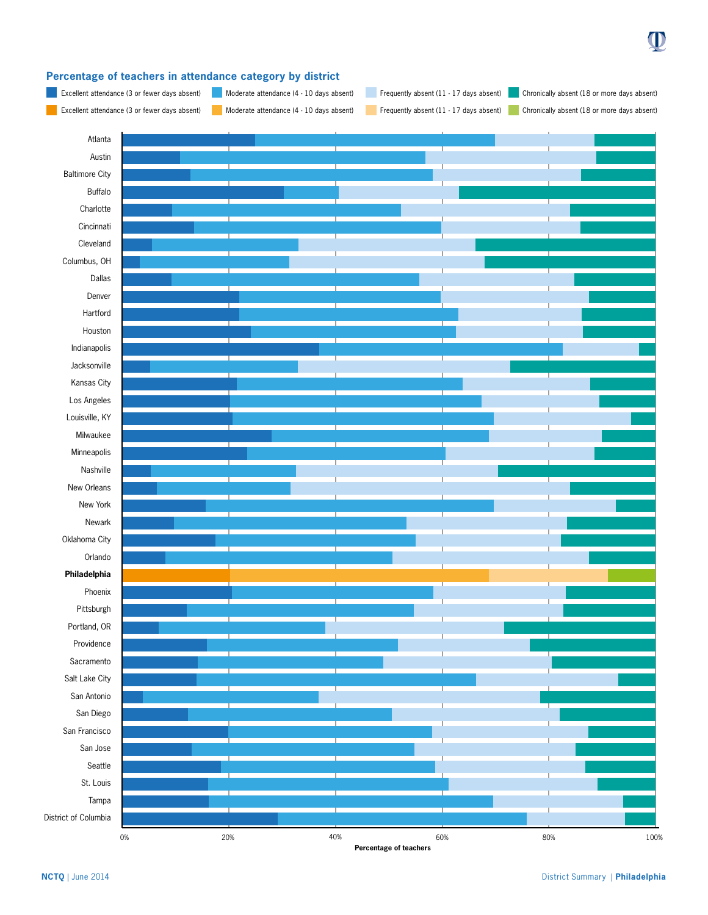## Percentage of teachers in attendance category by district

Excellent attendance (3 or fewer days absent)
Moderate attendance (4 - 10 days absent)
Frequently absent (11 - 17 days absent)
Chronically absent (18 or more days absent)
Excellent attendance (3 or fewer days absent)
Moderate attendance (4 - 10 days absent)
Frequently absent (11 - 17 days absent)
Chronically absent (18 or more days absent)

Atlanta
Austin
Baltimore City
Buffalo
Charlotte
Cincinnati
Cleveland
Columbus, OH
Dallas
Denver
Hartford
Houston
Indianapolis
Jacksonville
Kansas City
Los Angeles
Louisville, KY
Milwaukee
Minneapolis
Nashville
New Orleans
New York
Newark
Oklahoma City
Orlando
**Philadelphia**
Phoenix
Pittsburgh
Portland, OR
Providence
Sacramento
Salt Lake City
San Antonio
San Diego
San Francisco
San Jose
Seattle
St. Louis
Tampa
District of Columbia

0%
20%
40%
60%
80%
100%

Percentage of teachers